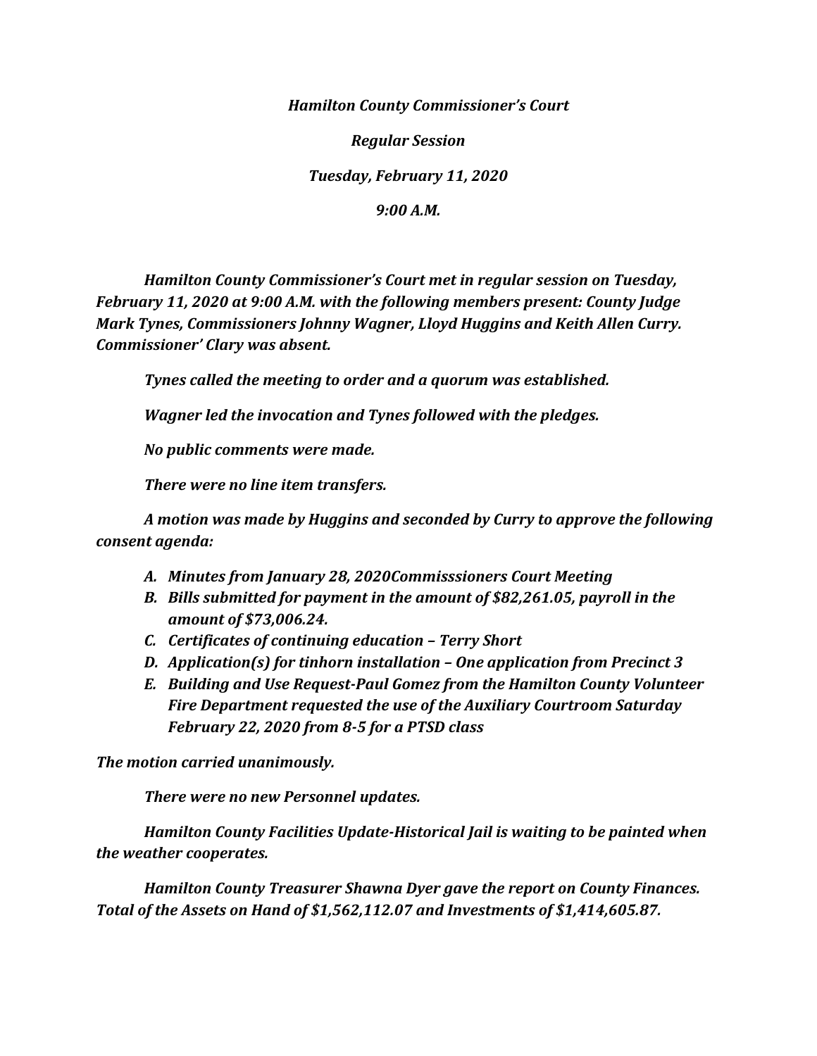***Hamilton County Commissioner's Court***

***Regular Session***

***Tuesday, February 11, 2020***

***9:00 A.M.***

***Hamilton County Commissioner's Court met in regular session on Tuesday, February 11, 2020 at 9:00 A.M. with the following members present: County Judge Mark Tynes, Commissioners Johnny Wagner, Lloyd Huggins and Keith Allen Curry. Commissioner' Clary was absent.***

***Tynes called the meeting to order and a quorum was established.***

***Wagner led the invocation and Tynes followed with the pledges.***

***No public comments were made.***

***There were no line item transfers.***

***A motion was made by Huggins and seconded by Curry to approve the following consent agenda:***

A. ***Minutes from January 28, 2020Commisssioners Court Meeting***
B. ***Bills submitted for payment in the amount of $82,261.05, payroll in the amount of $73,006.24.***
C. ***Certificates of continuing education – Terry Short***
D. ***Application(s) for tinhorn installation – One application from Precinct 3***
E. ***Building and Use Request-Paul Gomez from the Hamilton County Volunteer Fire Department requested the use of the Auxiliary Courtroom Saturday February 22, 2020 from 8-5 for a PTSD class***

***The motion carried unanimously.***

***There were no new Personnel updates.***

***Hamilton County Facilities Update-Historical Jail is waiting to be painted when the weather cooperates.***

***Hamilton County Treasurer Shawna Dyer gave the report on County Finances. Total of the Assets on Hand of $1,562,112.07 and Investments of $1,414,605.87.***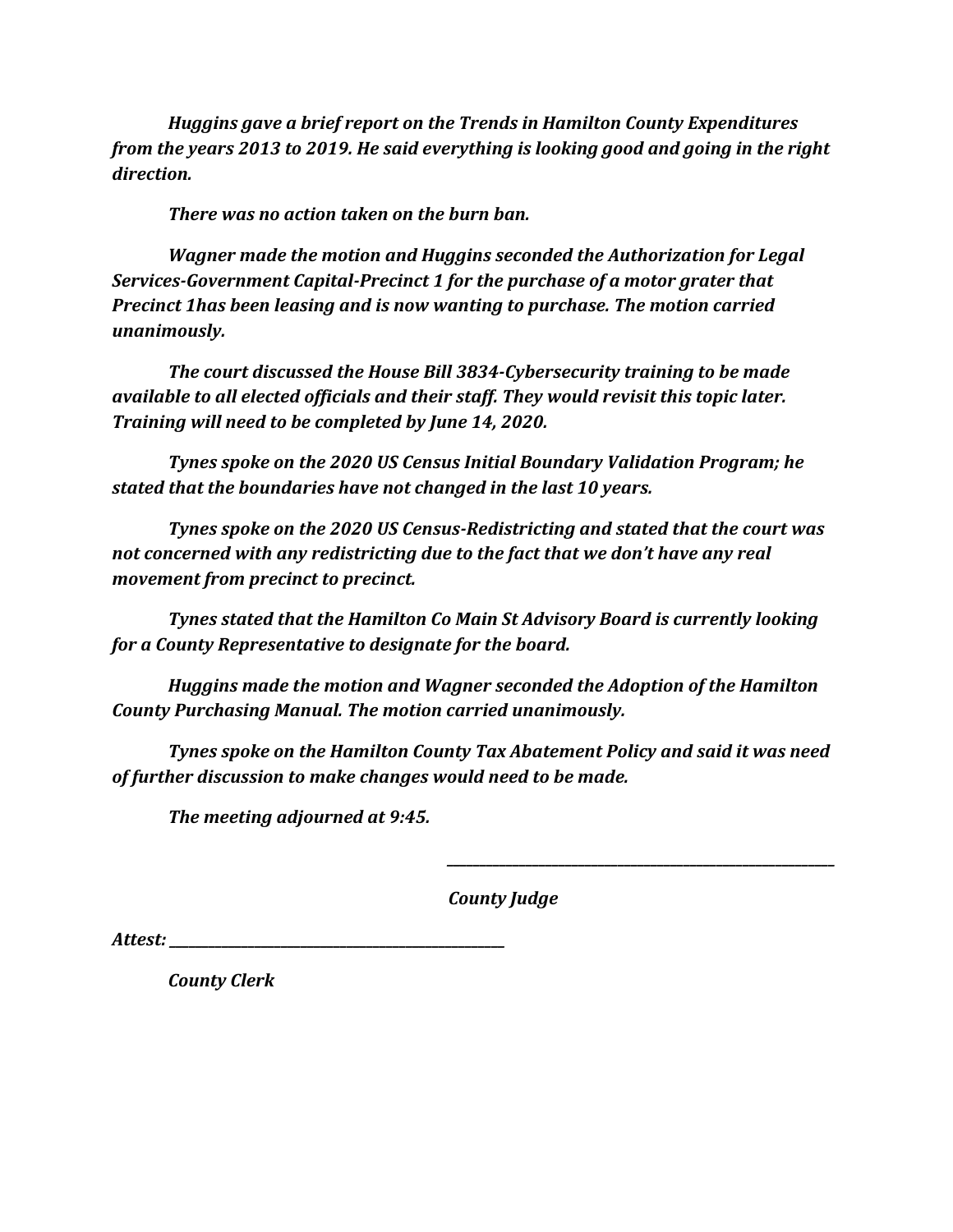*Huggins gave a brief report on the Trends in Hamilton County Expenditures from the years 2013 to 2019. He said everything is looking good and going in the right direction.*

*There was no action taken on the burn ban.*

*Wagner made the motion and Huggins seconded the Authorization for Legal Services-Government Capital-Precinct 1 for the purchase of a motor grater that Precinct 1has been leasing and is now wanting to purchase. The motion carried unanimously.*

*The court discussed the House Bill 3834-Cybersecurity training to be made available to all elected officials and their staff. They would revisit this topic later. Training will need to be completed by June 14, 2020.*

*Tynes spoke on the 2020 US Census Initial Boundary Validation Program; he stated that the boundaries have not changed in the last 10 years.*

*Tynes spoke on the 2020 US Census-Redistricting and stated that the court was not concerned with any redistricting due to the fact that we don't have any real movement from precinct to precinct.*

*Tynes stated that the Hamilton Co Main St Advisory Board is currently looking for a County Representative to designate for the board.*

*Huggins made the motion and Wagner seconded the Adoption of the Hamilton County Purchasing Manual. The motion carried unanimously.*

*Tynes spoke on the Hamilton County Tax Abatement Policy and said it was need of further discussion to make changes would need to be made.*

*The meeting adjourned at 9:45.*

\_\_\_\_\_\_\_\_\_\_\_\_\_\_\_\_\_\_\_\_\_\_\_\_\_\_\_\_\_\_\_\_\_\_\_\_\_\_\_\_\_\_\_\_\_\_\_\_

***County Judge***

***Attest:*** \_\_\_\_\_\_\_\_\_\_\_\_\_\_\_\_\_\_\_\_\_\_\_\_\_\_\_\_\_\_\_\_\_\_\_\_\_\_\_\_\_\_\_\_\_\_\_\_

***County Clerk***